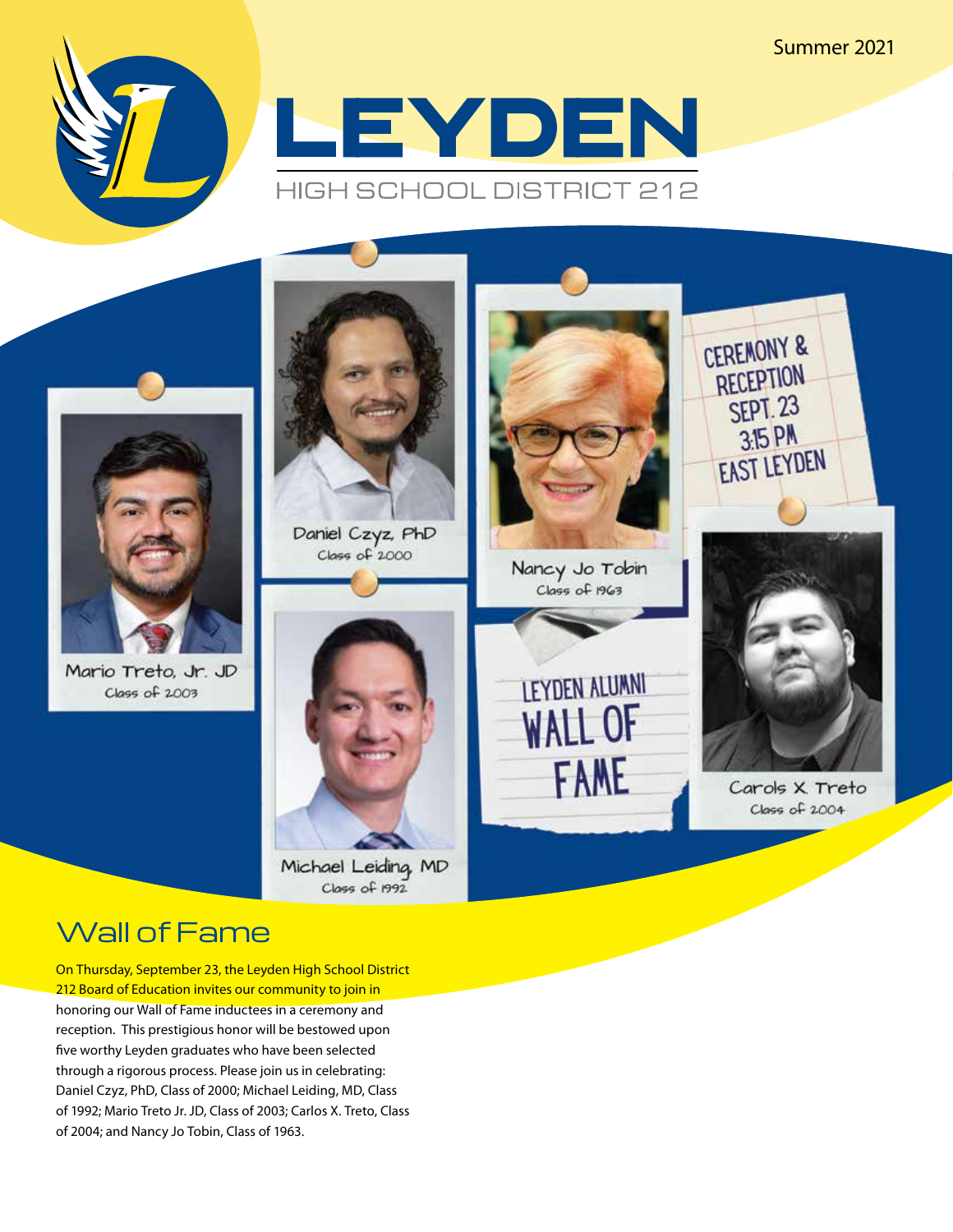Summer 2021

# LEYDEN

HIGH SCHOOL DISTRICT 212

Daniel Czyz, PhD
Class of 2000

Nancy Jo Tobin
Class of 1963

CEREMONY & RECEPTION
SEPT. 23
3:15 PM
EAST LEYDEN

Mario Treto, Jr. JD
Class of 2003

Michael Leiding, MD
Class of 1992

LEYDEN ALUMNI
WALL OF FAME

Carols X. Treto
Class of 2004

## Wall of Fame

On Thursday, September 23, the Leyden High School District 212 Board of Education invites our community to join in honoring our Wall of Fame inductees in a ceremony and reception. This prestigious honor will be bestowed upon five worthy Leyden graduates who have been selected through a rigorous process. Please join us in celebrating: Daniel Czyz, PhD, Class of 2000; Michael Leiding, MD, Class of 1992; Mario Treto Jr. JD, Class of 2003; Carlos X. Treto, Class of 2004; and Nancy Jo Tobin, Class of 1963.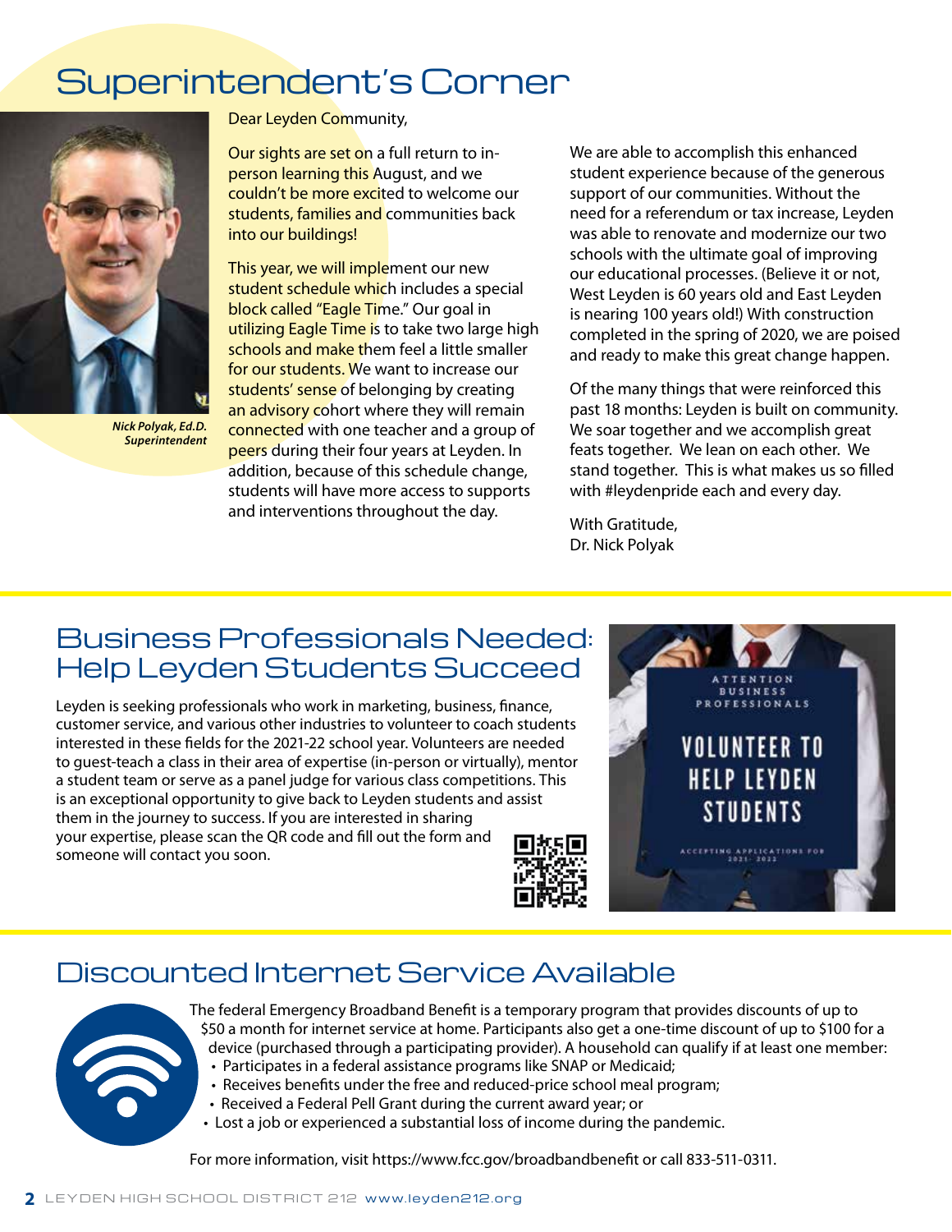# Superintendent's Corner

*Nick Polyak, Ed.D.*
*Superintendent*

Dear Leyden Community,

Our sights are set on a full return to in-person learning this August, and we couldn't be more excited to welcome our students, families and communities back into our buildings!

This year, we will implement our new student schedule which includes a special block called "Eagle Time." Our goal in utilizing Eagle Time is to take two large high schools and make them feel a little smaller for our students. We want to increase our students' sense of belonging by creating an advisory cohort where they will remain connected with one teacher and a group of peers during their four years at Leyden. In addition, because of this schedule change, students will have more access to supports and interventions throughout the day.

We are able to accomplish this enhanced student experience because of the generous support of our communities. Without the need for a referendum or tax increase, Leyden was able to renovate and modernize our two schools with the ultimate goal of improving our educational processes. (Believe it or not, West Leyden is 60 years old and East Leyden is nearing 100 years old!) With construction completed in the spring of 2020, we are poised and ready to make this great change happen.

Of the many things that were reinforced this past 18 months: Leyden is built on community. We soar together and we accomplish great feats together. We lean on each other. We stand together. This is what makes us so filled with #leydenpride each and every day.

With Gratitude,
Dr. Nick Polyak

# Business Professionals Needed: Help Leyden Students Succeed

Leyden is seeking professionals who work in marketing, business, finance, customer service, and various other industries to volunteer to coach students interested in these fields for the 2021-22 school year. Volunteers are needed to guest-teach a class in their area of expertise (in-person or virtually), mentor a student team or serve as a panel judge for various class competitions. This is an exceptional opportunity to give back to Leyden students and assist them in the journey to success. If you are interested in sharing your expertise, please scan the QR code and fill out the form and someone will contact you soon.

ATTENTION BUSINESS PROFESSIONALS

VOLUNTEER TO HELP LEYDEN STUDENTS

ACCEPTING APPLICATIONS FOR 2021-2022

# Discounted Internet Service Available

The federal Emergency Broadband Benefit is a temporary program that provides discounts of up to $50 a month for internet service at home. Participants also get a one-time discount of up to $100 for a device (purchased through a participating provider). A household can qualify if at least one member:

- Participates in a federal assistance programs like SNAP or Medicaid;
- Receives benefits under the free and reduced-price school meal program;
- Received a Federal Pell Grant during the current award year; or
- Lost a job or experienced a substantial loss of income during the pandemic.

For more information, visit https://www.fcc.gov/broadbandbenefit or call 833-511-0311.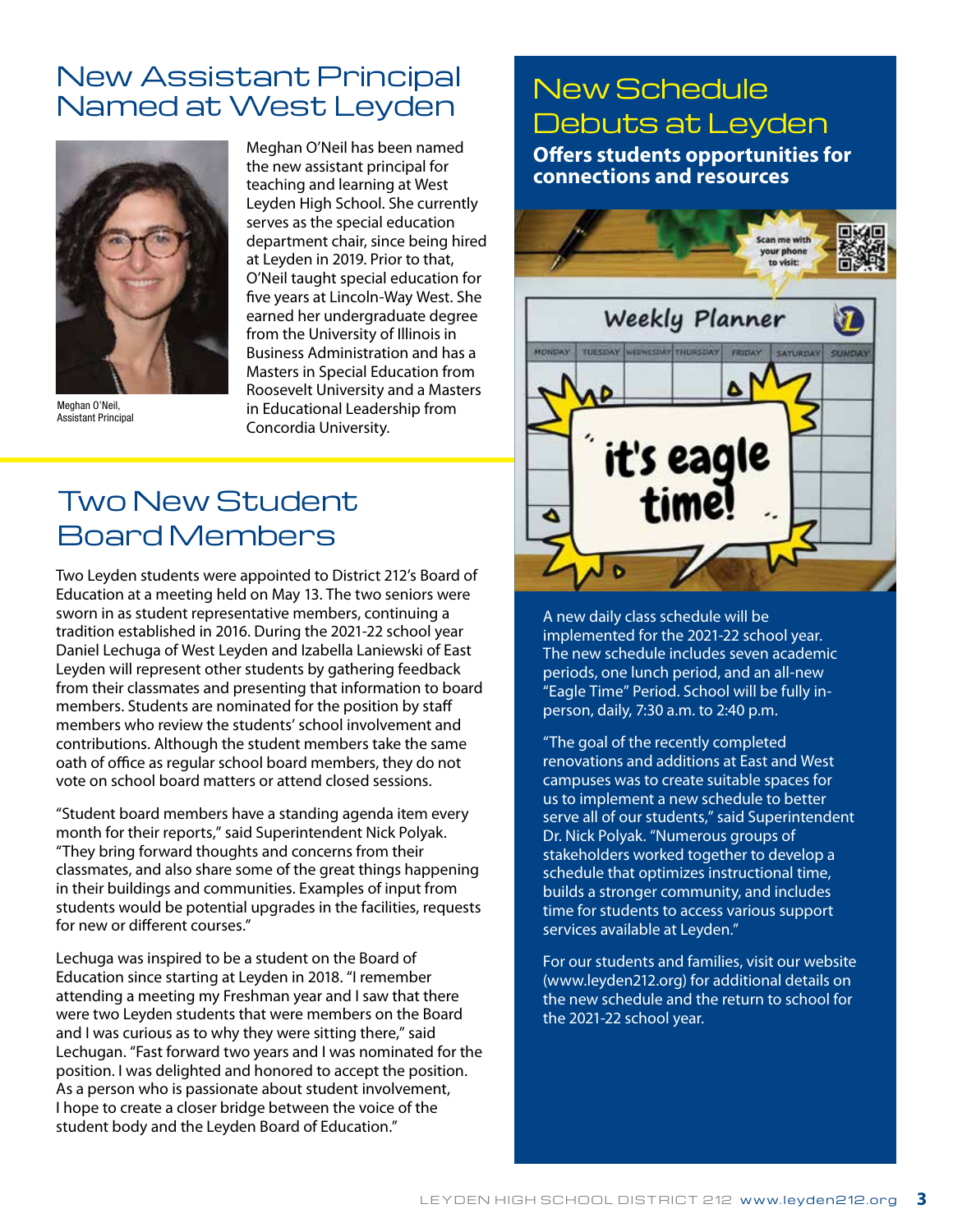## New Assistant Principal Named at West Leyden

Meghan O'Neil has been named the new assistant principal for teaching and learning at West Leyden High School. She currently serves as the special education department chair, since being hired at Leyden in 2019. Prior to that, O'Neil taught special education for five years at Lincoln-Way West. She earned her undergraduate degree from the University of Illinois in Business Administration and has a Masters in Special Education from Roosevelt University and a Masters in Educational Leadership from Concordia University.

Meghan O'Neil, Assistant Principal

## Two New Student Board Members

Two Leyden students were appointed to District 212's Board of Education at a meeting held on May 13. The two seniors were sworn in as student representative members, continuing a tradition established in 2016. During the 2021-22 school year Daniel Lechuga of West Leyden and Izabella Laniewski of East Leyden will represent other students by gathering feedback from their classmates and presenting that information to board members. Students are nominated for the position by staff members who review the students' school involvement and contributions. Although the student members take the same oath of office as regular school board members, they do not vote on school board matters or attend closed sessions.

"Student board members have a standing agenda item every month for their reports," said Superintendent Nick Polyak. "They bring forward thoughts and concerns from their classmates, and also share some of the great things happening in their buildings and communities. Examples of input from students would be potential upgrades in the facilities, requests for new or different courses."

Lechuga was inspired to be a student on the Board of Education since starting at Leyden in 2018. "I remember attending a meeting my Freshman year and I saw that there were two Leyden students that were members on the Board and I was curious as to why they were sitting there," said Lechugan. "Fast forward two years and I was nominated for the position. I was delighted and honored to accept the position. As a person who is passionate about student involvement, I hope to create a closer bridge between the voice of the student body and the Leyden Board of Education."

## New Schedule Debuts at Leyden

**Offers students opportunities for connections and resources**

A new daily class schedule will be implemented for the 2021-22 school year. The new schedule includes seven academic periods, one lunch period, and an all-new "Eagle Time" Period. School will be fully in-person, daily, 7:30 a.m. to 2:40 p.m.

"The goal of the recently completed renovations and additions at East and West campuses was to create suitable spaces for us to implement a new schedule to better serve all of our students," said Superintendent Dr. Nick Polyak. "Numerous groups of stakeholders worked together to develop a schedule that optimizes instructional time, builds a stronger community, and includes time for students to access various support services available at Leyden."

For our students and families, visit our website (www.leyden212.org) for additional details on the new schedule and the return to school for the 2021-22 school year.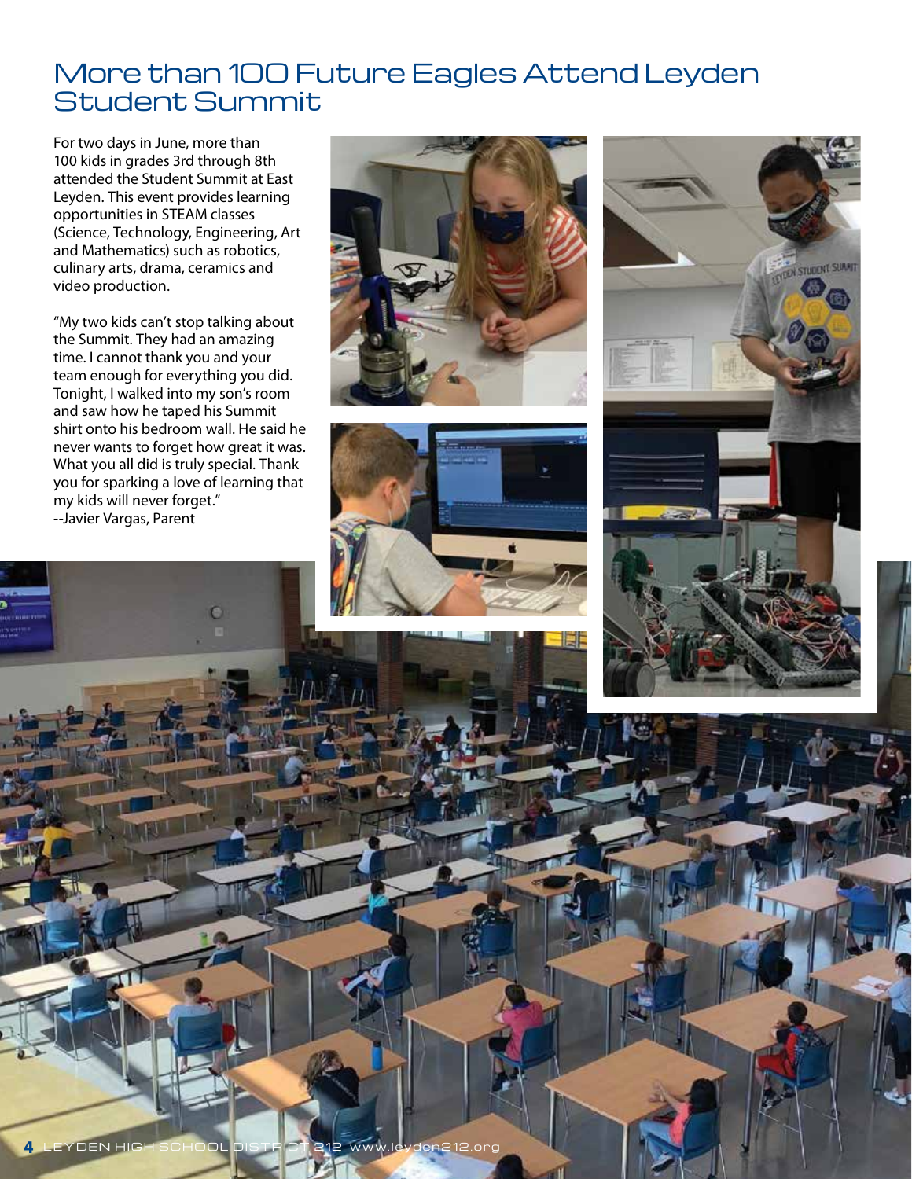# More than 100 Future Eagles Attend Leyden Student Summit

For two days in June, more than 100 kids in grades 3rd through 8th attended the Student Summit at East Leyden. This event provides learning opportunities in STEAM classes (Science, Technology, Engineering, Art and Mathematics) such as robotics, culinary arts, drama, ceramics and video production.

"My two kids can't stop talking about the Summit. They had an amazing time. I cannot thank you and your team enough for everything you did. Tonight, I walked into my son's room and saw how he taped his Summit shirt onto his bedroom wall. He said he never wants to forget how great it was. What you all did is truly special. Thank you for sparking a love of learning that my kids will never forget."
--Javier Vargas, Parent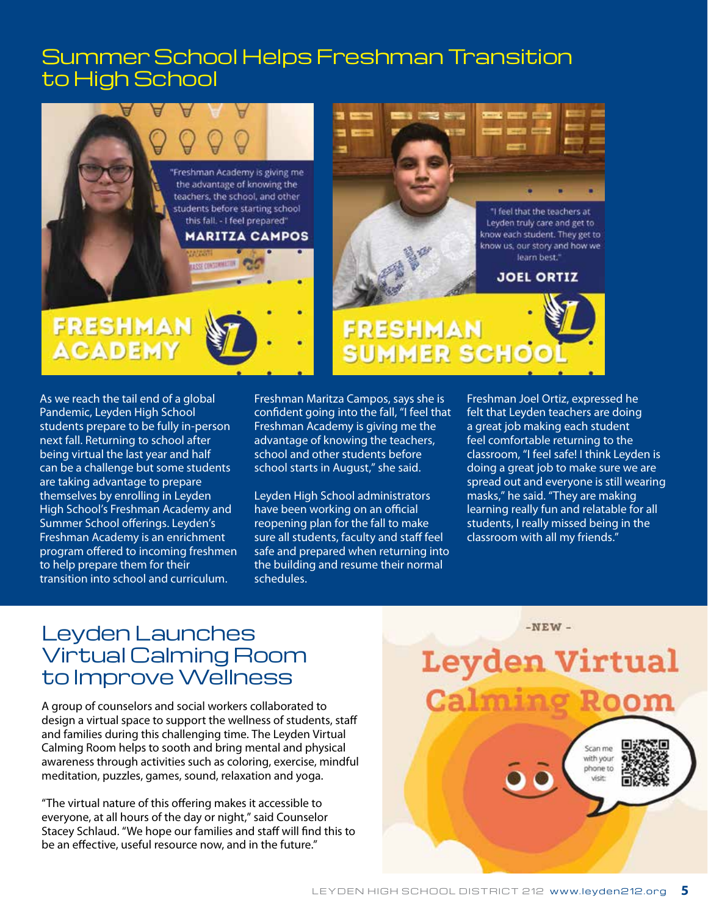## Summer School Helps Freshman Transition to High School

"Freshman Academy is giving me the advantage of knowing the teachers, the school, and other students before starting school this fall. - I feel prepared"

**MARITZA CAMPOS**

**FRESHMAN ACADEMY**

"I feel that the teachers at Leyden truly care and get to know each student. They get to know us, our story and how we learn best."

**JOEL ORTIZ**

**FRESHMAN SUMMER SCHOOL**

As we reach the tail end of a global Pandemic, Leyden High School students prepare to be fully in-person next fall. Returning to school after being virtual the last year and half can be a challenge but some students are taking advantage to prepare themselves by enrolling in Leyden High School's Freshman Academy and Summer School offerings. Leyden's Freshman Academy is an enrichment program offered to incoming freshmen to help prepare them for their transition into school and curriculum.

Freshman Maritza Campos, says she is confident going into the fall, "I feel that Freshman Academy is giving me the advantage of knowing the teachers, school and other students before school starts in August," she said.

Leyden High School administrators have been working on an official reopening plan for the fall to make sure all students, faculty and staff feel safe and prepared when returning into the building and resume their normal schedules.

Freshman Joel Ortiz, expressed he felt that Leyden teachers are doing a great job making each student feel comfortable returning to the classroom, "I feel safe! I think Leyden is doing a great job to make sure we are spread out and everyone is still wearing masks," he said. "They are making learning really fun and relatable for all students, I really missed being in the classroom with all my friends."

## Leyden Launches Virtual Calming Room to Improve Wellness

A group of counselors and social workers collaborated to design a virtual space to support the wellness of students, staff and families during this challenging time. The Leyden Virtual Calming Room helps to sooth and bring mental and physical awareness through activities such as coloring, exercise, mindful meditation, puzzles, games, sound, relaxation and yoga.

"The virtual nature of this offering makes it accessible to everyone, at all hours of the day or night," said Counselor Stacey Schlaud. "We hope our families and staff will find this to be an effective, useful resource now, and in the future."

-NEW-

**Leyden Virtual Calming Room**

Scan me with your phone to visit: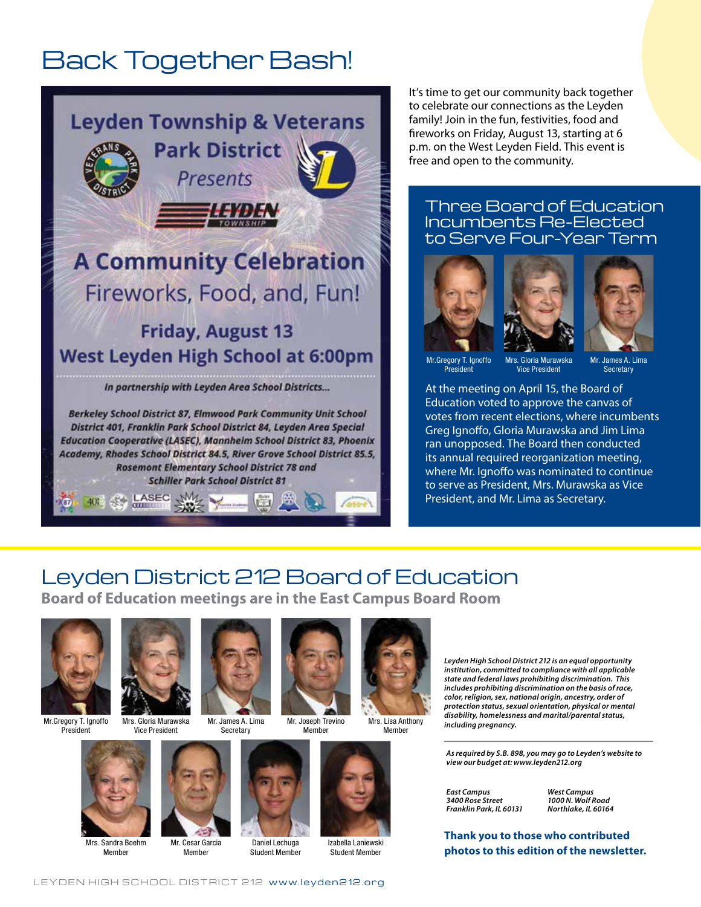# Back Together Bash!

Leyden Township & Veterans Park District

Presents

LEYDEN TOWNSHIP

## A Community Celebration

Fireworks, Food, and, Fun!

**Friday, August 13**

**West Leyden High School at 6:00pm**

*In partnership with Leyden Area School Districts...*

*Berkeley School District 87, Elmwood Park Community Unit School District 401, Franklin Park School District 84, Leyden Area Special Education Cooperative (LASEC), Mannheim School District 83, Phoenix Academy, Rhodes School District 84.5, River Grove School District 85.5, Rosemont Elementary School District 78 and Schiller Park School District 81*

It's time to get our community back together to celebrate our connections as the Leyden family! Join in the fun, festivities, food and fireworks on Friday, August 13, starting at 6 p.m. on the West Leyden Field. This event is free and open to the community.

## Three Board of Education Incumbents Re-Elected to Serve Four-Year Term

Mr.Gregory T. Ignoffo
President

Mrs. Gloria Murawska
Vice President

Mr. James A. Lima
Secretary

At the meeting on April 15, the Board of Education voted to approve the canvas of votes from recent elections, where incumbents Greg Ignoffo, Gloria Murawska and Jim Lima ran unopposed. The Board then conducted its annual required reorganization meeting, where Mr. Ignoffo was nominated to continue to serve as President, Mrs. Murawska as Vice President, and Mr. Lima as Secretary.

# Leyden District 212 Board of Education

**Board of Education meetings are in the East Campus Board Room**

Mr.Gregory T. Ignoffo
President

Mrs. Gloria Murawska
Vice President

Mr. James A. Lima
Secretary

Mr. Joseph Trevino
Member

Mrs. Lisa Anthony
Member

Mrs. Sandra Boehm
Member

Mr. Cesar Garcia
Member

Daniel Lechuga
Student Member

Izabella Laniewski
Student Member

*Leyden High School District 212 is an equal opportunity institution, committed to compliance with all applicable state and federal laws prohibiting discrimination. This includes prohibiting discrimination on the basis of race, color, religion, sex, national origin, ancestry, order of protection status, sexual orientation, physical or mental disability, homelessness and marital/parental status, including pregnancy.*

*As required by S.B. 898, you may go to Leyden's website to view our budget at: www.leyden212.org*

*East Campus*
*3400 Rose Street*
*Franklin Park, IL 60131*

*West Campus*
*1000 N. Wolf Road*
*Northlake, IL 60164*

**Thank you to those who contributed photos to this edition of the newsletter.**